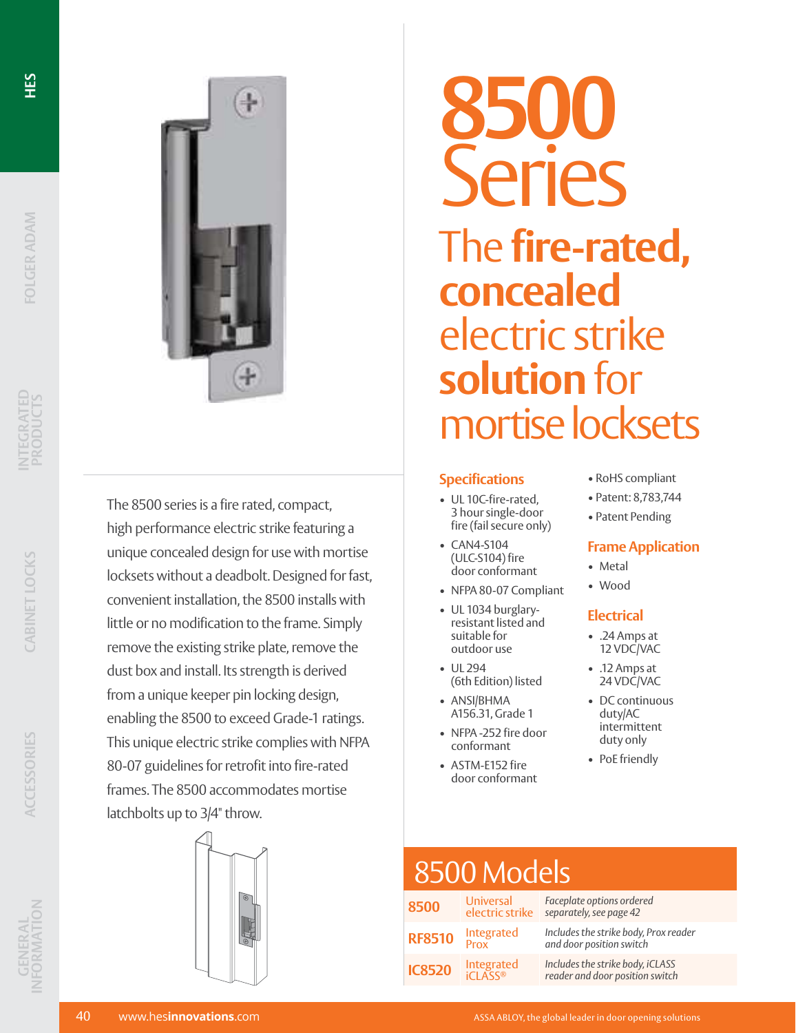# 8500 Series

## The **fire-rated, concealed** electric strike **solution** for mortise locksets

The 8500 series is a fire rated, compact, high performance electric strike featuring a unique concealed design for use with mortise locksets without a deadbolt. Designed for fast, convenient installation, the 8500 installs with little or no modification to the frame. Simply remove the existing strike plate, remove the dust box and install. Its strength is derived from a unique keeper pin locking design, enabling the 8500 to exceed Grade-1 ratings. This unique electric strike complies with NFPA 80-07 guidelines for retrofit into fire-rated frames. The 8500 accommodates mortise latchbolts up to 3/4" throw.

### Specifications

- UL 10C-fire-rated, 3 hour single-door fire (fail secure only)
- CAN4-S104 (ULC-S104) fire door conformant
- NFPA 80-07 Compliant
- UL 1034 burglary-resistant listed and suitable for outdoor use
- UL 294 (6th Edition) listed
- ANSI/BHMA A156.31, Grade 1
- NFPA -252 fire door conformant
- ASTM-E152 fire door conformant
- RoHS compliant
- Patent: 8,783,744
- Patent Pending

### Frame Application

- Metal
- Wood

### Electrical

- .24 Amps at 12 VDC/VAC
- .12 Amps at 24 VDC/VAC
- DC continuous duty/AC intermittent duty only
- PoE friendly

## 8500 Models

| | | |
|---|---|---|
| **8500** | Universal electric strike | *Faceplate options ordered separately, see page 42* |
| **RF8510** | Integrated Prox | *Includes the strike body, Prox reader and door position switch* |
| **IC8520** | Integrated iCLASS® | *Includes the strike body, iCLASS reader and door position switch* |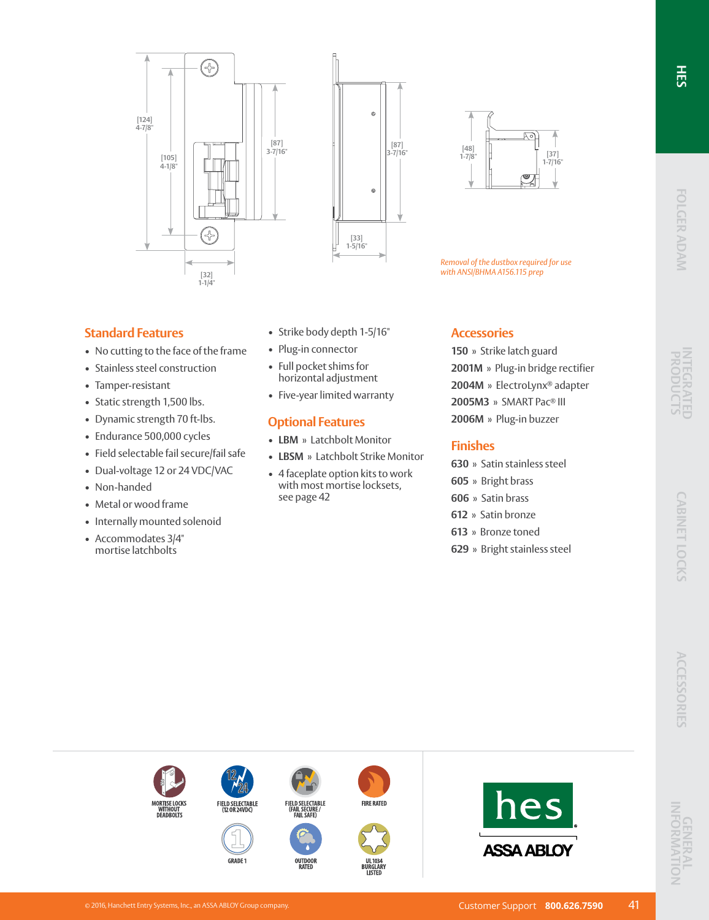[124]
4-7/8"

[105]
4-1/8"

[87]
3-7/16"

[32]
1-1/4"

[87]
3-7/16"

[33]
1-5/16"

[48]
1-7/8"

[37]
1-7/16"

*Removal of the dustbox required for use with ANSI/BHMA A156.115 prep*

## Standard Features

- No cutting to the face of the frame
- Stainless steel construction
- Tamper-resistant
- Static strength 1,500 lbs.
- Dynamic strength 70 ft-lbs.
- Endurance 500,000 cycles
- Field selectable fail secure/fail safe
- Dual-voltage 12 or 24 VDC/VAC
- Non-handed
- Metal or wood frame
- Internally mounted solenoid
- Accommodates 3/4" mortise latchbolts
- Strike body depth 1-5/16"
- Plug-in connector
- Full pocket shims for horizontal adjustment
- Five-year limited warranty

## Optional Features

- **LBM** » Latchbolt Monitor
- **LBSM** » Latchbolt Strike Monitor
- 4 faceplate option kits to work with most mortise locksets, see page 42

## Accessories

**150** » Strike latch guard
**2001M** » Plug-in bridge rectifier
**2004M** » ElectroLynx® adapter
**2005M3** » SMART Pac® III
**2006M** » Plug-in buzzer

## Finishes

**630** » Satin stainless steel
**605** » Bright brass
**606** » Satin brass
**612** » Satin bronze
**613** » Bronze toned
**629** » Bright stainless steel

MORTISE LOCKS WITHOUT DEADBOLTS

FIELD SELECTABLE (12 OR 24VDC)

FIELD SELECTABLE (FAIL SECURE / FAIL SAFE)

FIRE RATED

GRADE 1

OUTDOOR RATED

UL 1034 BURGLARY LISTED

hes ASSA ABLOY

© 2016, Hanchett Entry Systems, Inc., an ASSA ABLOY Group company.

Customer Support **800.626.7590**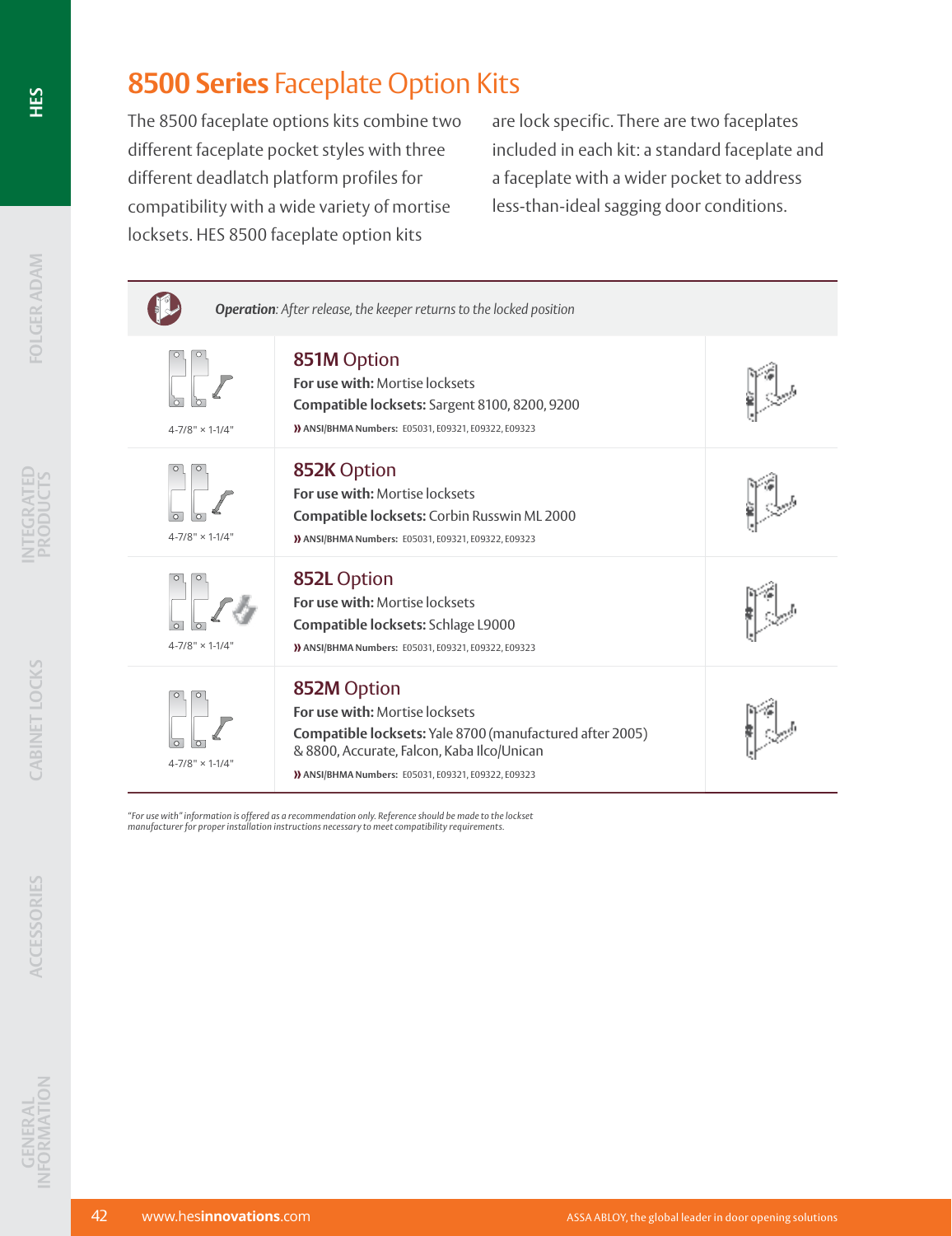# 8500 Series Faceplate Option Kits

The 8500 faceplate options kits combine two different faceplate pocket styles with three different deadlatch platform profiles for compatibility with a wide variety of mortise locksets. HES 8500 faceplate option kits are lock specific. There are two faceplates included in each kit: a standard faceplate and a faceplate with a wider pocket to address less-than-ideal sagging door conditions.

***Operation**: After release, the keeper returns to the locked position*

4-7/8" × 1-1/4"

## 851M Option

**For use with:** Mortise locksets

**Compatible locksets:** Sargent 8100, 8200, 9200

**ANSI/BHMA Numbers:** E05031, E09321, E09322, E09323

4-7/8" × 1-1/4"

## 852K Option

**For use with:** Mortise locksets

**Compatible locksets:** Corbin Russwin ML 2000

**ANSI/BHMA Numbers:** E05031, E09321, E09322, E09323

4-7/8" × 1-1/4"

## 852L Option

**For use with:** Mortise locksets

**Compatible locksets:** Schlage L9000

**ANSI/BHMA Numbers:** E05031, E09321, E09322, E09323

4-7/8" × 1-1/4"

## 852M Option

**For use with:** Mortise locksets

**Compatible locksets:** Yale 8700 (manufactured after 2005) & 8800, Accurate, Falcon, Kaba Ilco/Unican

**ANSI/BHMA Numbers:** E05031, E09321, E09322, E09323

*"For use with" information is offered as a recommendation only. Reference should be made to the lockset manufacturer for proper installation instructions necessary to meet compatibility requirements.*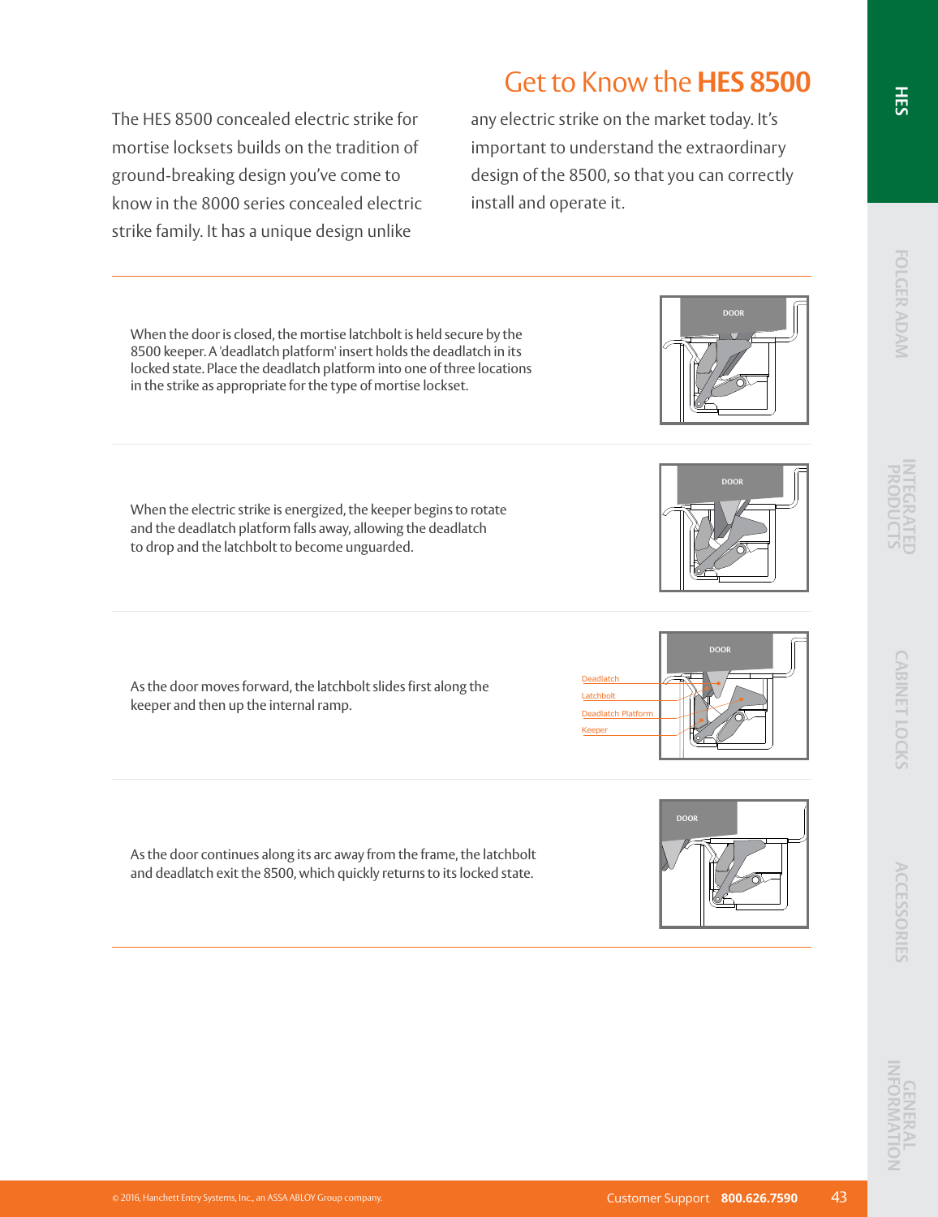# Get to Know the **HES 8500**

The HES 8500 concealed electric strike for mortise locksets builds on the tradition of ground-breaking design you've come to know in the 8000 series concealed electric strike family. It has a unique design unlike any electric strike on the market today. It's important to understand the extraordinary design of the 8500, so that you can correctly install and operate it.

When the door is closed, the mortise latchbolt is held secure by the 8500 keeper. A 'deadlatch platform' insert holds the deadlatch in its locked state. Place the deadlatch platform into one of three locations in the strike as appropriate for the type of mortise lockset.

DOOR

When the electric strike is energized, the keeper begins to rotate and the deadlatch platform falls away, allowing the deadlatch to drop and the latchbolt to become unguarded.

DOOR

As the door moves forward, the latchbolt slides first along the keeper and then up the internal ramp.

Deadlatch
Latchbolt
Deadlatch Platform
Keeper
DOOR

As the door continues along its arc away from the frame, the latchbolt and deadlatch exit the 8500, which quickly returns to its locked state.

DOOR

© 2016, Hanchett Entry Systems, Inc., an ASSA ABLOY Group company.

Customer Support **800.626.7590**